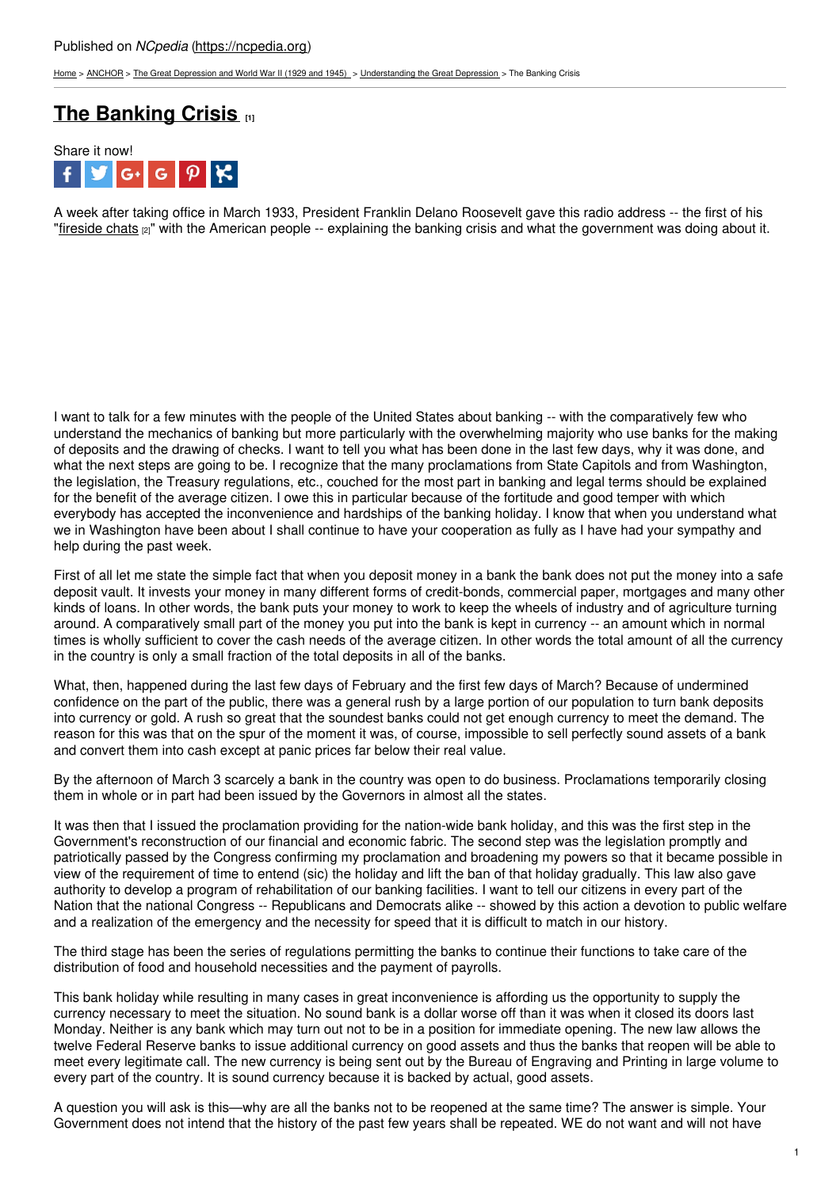Published on *NCpedia* (https://ncpedia.org)

Home > ANCHOR > The Great Depression and World War II (1929 and 1945) > Understanding the Great Depression > The Banking Crisis

# The Banking Crisis [1]

Share it now!

A week after taking office in March 1933, President Franklin Delano Roosevelt gave this radio address -- the first of his "fireside chats [2]" with the American people -- explaining the banking crisis and what the government was doing about it.

I want to talk for a few minutes with the people of the United States about banking -- with the comparatively few who understand the mechanics of banking but more particularly with the overwhelming majority who use banks for the making of deposits and the drawing of checks. I want to tell you what has been done in the last few days, why it was done, and what the next steps are going to be. I recognize that the many proclamations from State Capitols and from Washington, the legislation, the Treasury regulations, etc., couched for the most part in banking and legal terms should be explained for the benefit of the average citizen. I owe this in particular because of the fortitude and good temper with which everybody has accepted the inconvenience and hardships of the banking holiday. I know that when you understand what we in Washington have been about I shall continue to have your cooperation as fully as I have had your sympathy and help during the past week.

First of all let me state the simple fact that when you deposit money in a bank the bank does not put the money into a safe deposit vault. It invests your money in many different forms of credit-bonds, commercial paper, mortgages and many other kinds of loans. In other words, the bank puts your money to work to keep the wheels of industry and of agriculture turning around. A comparatively small part of the money you put into the bank is kept in currency -- an amount which in normal times is wholly sufficient to cover the cash needs of the average citizen. In other words the total amount of all the currency in the country is only a small fraction of the total deposits in all of the banks.

What, then, happened during the last few days of February and the first few days of March? Because of undermined confidence on the part of the public, there was a general rush by a large portion of our population to turn bank deposits into currency or gold. A rush so great that the soundest banks could not get enough currency to meet the demand. The reason for this was that on the spur of the moment it was, of course, impossible to sell perfectly sound assets of a bank and convert them into cash except at panic prices far below their real value.

By the afternoon of March 3 scarcely a bank in the country was open to do business. Proclamations temporarily closing them in whole or in part had been issued by the Governors in almost all the states.

It was then that I issued the proclamation providing for the nation-wide bank holiday, and this was the first step in the Government's reconstruction of our financial and economic fabric. The second step was the legislation promptly and patriotically passed by the Congress confirming my proclamation and broadening my powers so that it became possible in view of the requirement of time to entend (sic) the holiday and lift the ban of that holiday gradually. This law also gave authority to develop a program of rehabilitation of our banking facilities. I want to tell our citizens in every part of the Nation that the national Congress -- Republicans and Democrats alike -- showed by this action a devotion to public welfare and a realization of the emergency and the necessity for speed that it is difficult to match in our history.

The third stage has been the series of regulations permitting the banks to continue their functions to take care of the distribution of food and household necessities and the payment of payrolls.

This bank holiday while resulting in many cases in great inconvenience is affording us the opportunity to supply the currency necessary to meet the situation. No sound bank is a dollar worse off than it was when it closed its doors last Monday. Neither is any bank which may turn out not to be in a position for immediate opening. The new law allows the twelve Federal Reserve banks to issue additional currency on good assets and thus the banks that reopen will be able to meet every legitimate call. The new currency is being sent out by the Bureau of Engraving and Printing in large volume to every part of the country. It is sound currency because it is backed by actual, good assets.

A question you will ask is this—why are all the banks not to be reopened at the same time? The answer is simple. Your Government does not intend that the history of the past few years shall be repeated. WE do not want and will not have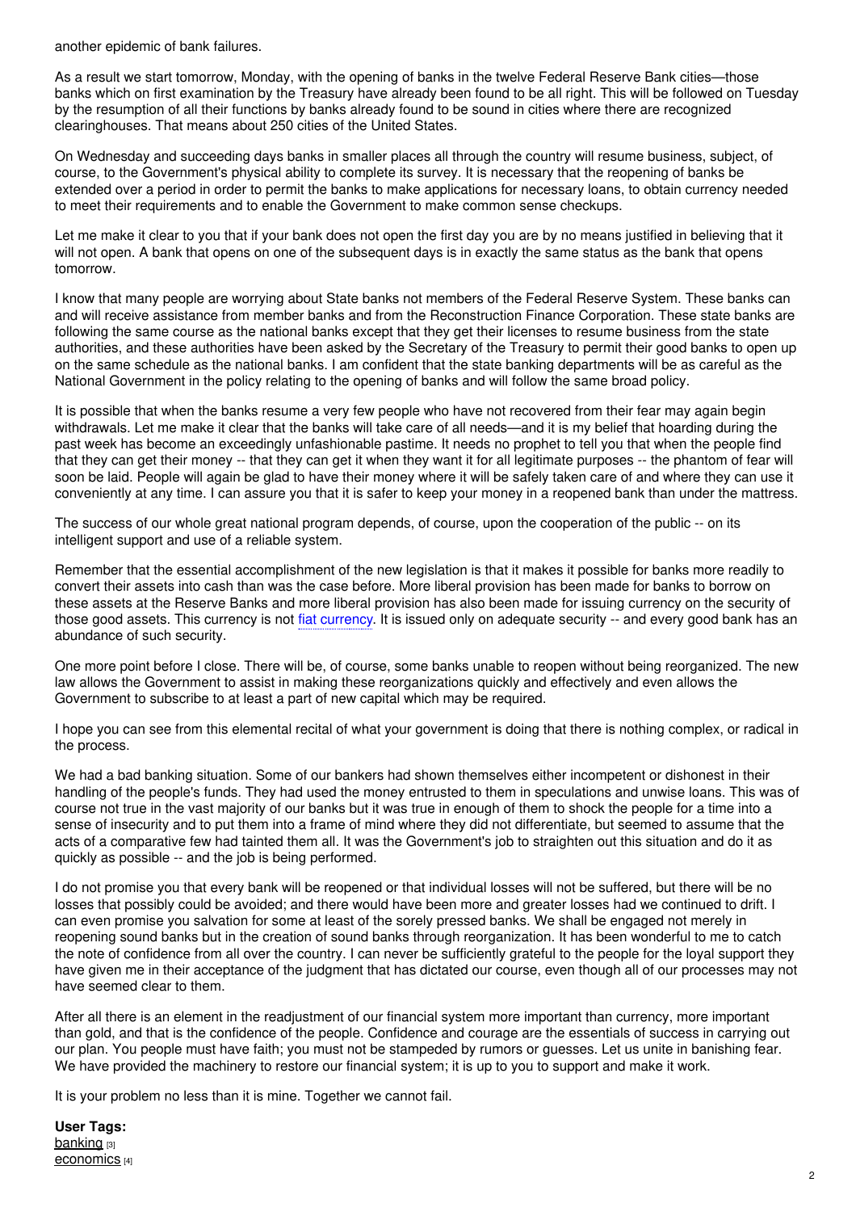another epidemic of bank failures.

As a result we start tomorrow, Monday, with the opening of banks in the twelve Federal Reserve Bank cities—those banks which on first examination by the Treasury have already been found to be all right. This will be followed on Tuesday by the resumption of all their functions by banks already found to be sound in cities where there are recognized clearinghouses. That means about 250 cities of the United States.

On Wednesday and succeeding days banks in smaller places all through the country will resume business, subject, of course, to the Government's physical ability to complete its survey. It is necessary that the reopening of banks be extended over a period in order to permit the banks to make applications for necessary loans, to obtain currency needed to meet their requirements and to enable the Government to make common sense checkups.

Let me make it clear to you that if your bank does not open the first day you are by no means justified in believing that it will not open. A bank that opens on one of the subsequent days is in exactly the same status as the bank that opens tomorrow.

I know that many people are worrying about State banks not members of the Federal Reserve System. These banks can and will receive assistance from member banks and from the Reconstruction Finance Corporation. These state banks are following the same course as the national banks except that they get their licenses to resume business from the state authorities, and these authorities have been asked by the Secretary of the Treasury to permit their good banks to open up on the same schedule as the national banks. I am confident that the state banking departments will be as careful as the National Government in the policy relating to the opening of banks and will follow the same broad policy.

It is possible that when the banks resume a very few people who have not recovered from their fear may again begin withdrawals. Let me make it clear that the banks will take care of all needs—and it is my belief that hoarding during the past week has become an exceedingly unfashionable pastime. It needs no prophet to tell you that when the people find that they can get their money -- that they can get it when they want it for all legitimate purposes -- the phantom of fear will soon be laid. People will again be glad to have their money where it will be safely taken care of and where they can use it conveniently at any time. I can assure you that it is safer to keep your money in a reopened bank than under the mattress.

The success of our whole great national program depends, of course, upon the cooperation of the public -- on its intelligent support and use of a reliable system.

Remember that the essential accomplishment of the new legislation is that it makes it possible for banks more readily to convert their assets into cash than was the case before. More liberal provision has been made for banks to borrow on these assets at the Reserve Banks and more liberal provision has also been made for issuing currency on the security of those good assets. This currency is not fiat currency. It is issued only on adequate security -- and every good bank has an abundance of such security.

One more point before I close. There will be, of course, some banks unable to reopen without being reorganized. The new law allows the Government to assist in making these reorganizations quickly and effectively and even allows the Government to subscribe to at least a part of new capital which may be required.

I hope you can see from this elemental recital of what your government is doing that there is nothing complex, or radical in the process.

We had a bad banking situation. Some of our bankers had shown themselves either incompetent or dishonest in their handling of the people's funds. They had used the money entrusted to them in speculations and unwise loans. This was of course not true in the vast majority of our banks but it was true in enough of them to shock the people for a time into a sense of insecurity and to put them into a frame of mind where they did not differentiate, but seemed to assume that the acts of a comparative few had tainted them all. It was the Government's job to straighten out this situation and do it as quickly as possible -- and the job is being performed.

I do not promise you that every bank will be reopened or that individual losses will not be suffered, but there will be no losses that possibly could be avoided; and there would have been more and greater losses had we continued to drift. I can even promise you salvation for some at least of the sorely pressed banks. We shall be engaged not merely in reopening sound banks but in the creation of sound banks through reorganization. It has been wonderful to me to catch the note of confidence from all over the country. I can never be sufficiently grateful to the people for the loyal support they have given me in their acceptance of the judgment that has dictated our course, even though all of our processes may not have seemed clear to them.

After all there is an element in the readjustment of our financial system more important than currency, more important than gold, and that is the confidence of the people. Confidence and courage are the essentials of success in carrying out our plan. You people must have faith; you must not be stampeded by rumors or guesses. Let us unite in banishing fear. We have provided the machinery to restore our financial system; it is up to you to support and make it work.

It is your problem no less than it is mine. Together we cannot fail.

**User Tags:**
banking [3]
economics [4]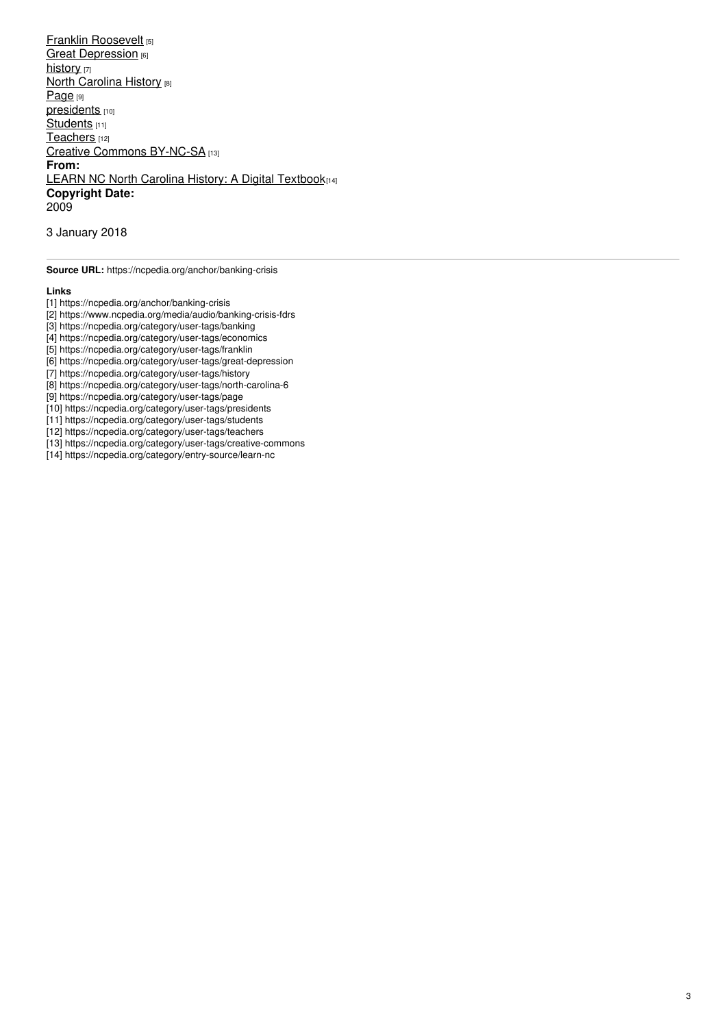Franklin Roosevelt [5]
Great Depression [6]
history [7]
North Carolina History [8]
Page [9]
presidents [10]
Students [11]
Teachers [12]
Creative Commons BY-NC-SA [13]

**From:**
LEARN NC North Carolina History: A Digital Textbook[14]

**Copyright Date:**
2009

3 January 2018

---

**Source URL:** https://ncpedia.org/anchor/banking-crisis

**Links**

[1] https://ncpedia.org/anchor/banking-crisis
[2] https://www.ncpedia.org/media/audio/banking-crisis-fdrs
[3] https://ncpedia.org/category/user-tags/banking
[4] https://ncpedia.org/category/user-tags/economics
[5] https://ncpedia.org/category/user-tags/franklin
[6] https://ncpedia.org/category/user-tags/great-depression
[7] https://ncpedia.org/category/user-tags/history
[8] https://ncpedia.org/category/user-tags/north-carolina-6
[9] https://ncpedia.org/category/user-tags/page
[10] https://ncpedia.org/category/user-tags/presidents
[11] https://ncpedia.org/category/user-tags/students
[12] https://ncpedia.org/category/user-tags/teachers
[13] https://ncpedia.org/category/user-tags/creative-commons
[14] https://ncpedia.org/category/entry-source/learn-nc